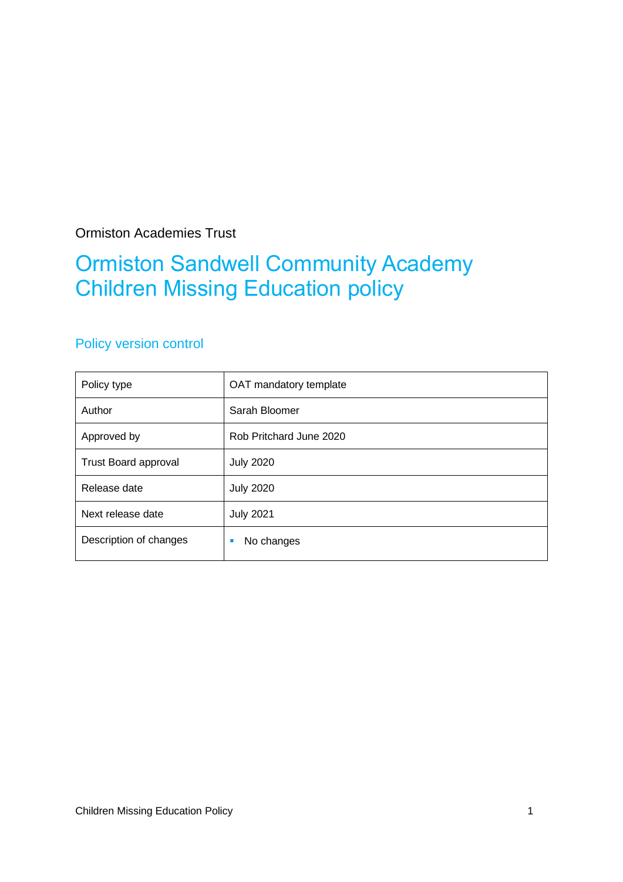Ormiston Academies Trust

# Ormiston Sandwell Community Academy Children Missing Education policy

## Policy version control

| Policy type | OAT mandatory template |
|---|---|
| Author | Sarah Bloomer |
| Approved by | Rob Pritchard June 2020 |
| Trust Board approval | July 2020 |
| Release date | July 2020 |
| Next release date | July 2021 |
| Description of changes | ▪ No changes |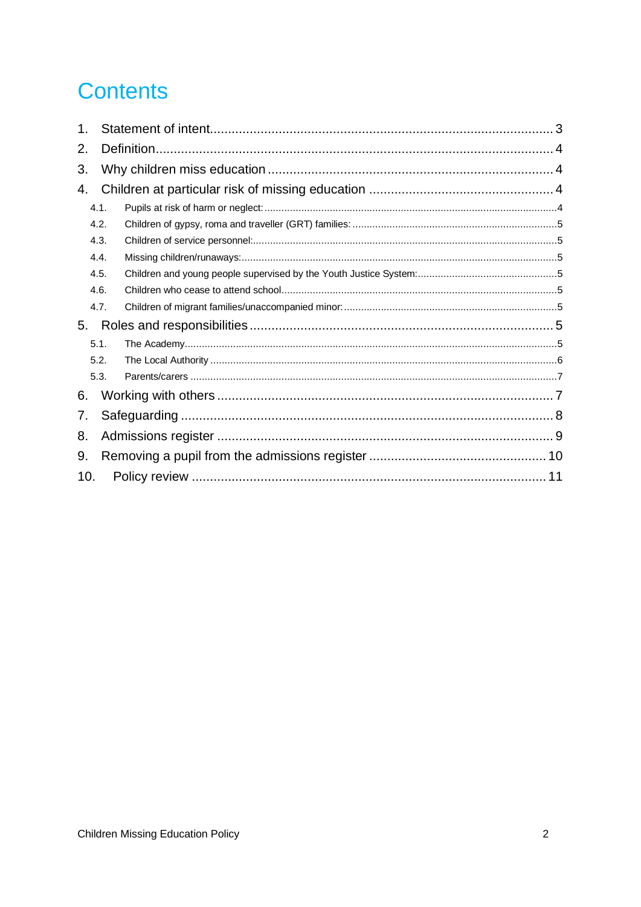# Contents

1. Statement of intent............................................................................................ 3
2. Definition........................................................................................................... 4
3. Why children miss education ............................................................................ 4
4. Children at particular risk of missing education ................................................ 4
   - 4.1. Pupils at risk of harm or neglect: ..................................................................... 4
   - 4.2. Children of gypsy, roma and traveller (GRT) families: ...................................... 5
   - 4.3. Children of service personnel:.......................................................................... 5
   - 4.4. Missing children/runaways:.............................................................................. 5
   - 4.5. Children and young people supervised by the Youth Justice System:............... 5
   - 4.6. Children who cease to attend school................................................................ 5
   - 4.7. Children of migrant families/unaccompanied minor: ......................................... 5
5. Roles and responsibilities .................................................................................. 5
   - 5.1. The Academy................................................................................................... 5
   - 5.2. The Local Authority .......................................................................................... 6
   - 5.3. Parents/carers ................................................................................................. 7
6. Working with others ........................................................................................... 7
7. Safeguarding ..................................................................................................... 8
8. Admissions register ........................................................................................... 9
9. Removing a pupil from the admissions register ............................................... 10
10. Policy review ................................................................................................... 11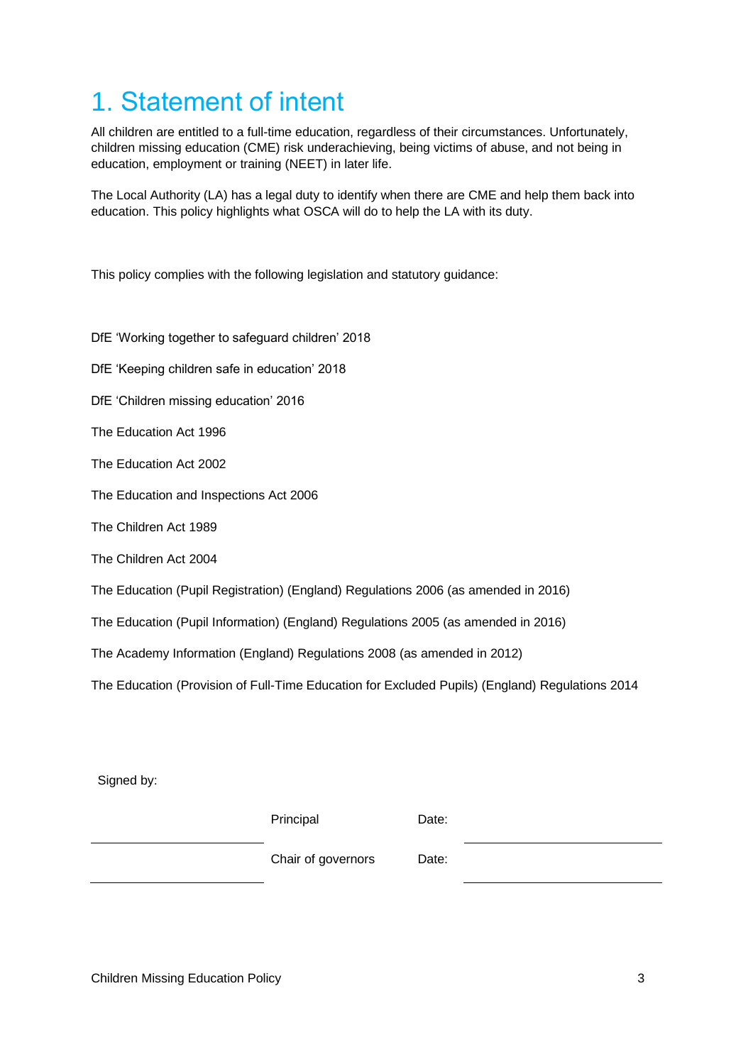# 1. Statement of intent

All children are entitled to a full-time education, regardless of their circumstances. Unfortunately, children missing education (CME) risk underachieving, being victims of abuse, and not being in education, employment or training (NEET) in later life.

The Local Authority (LA) has a legal duty to identify when there are CME and help them back into education. This policy highlights what OSCA will do to help the LA with its duty.

This policy complies with the following legislation and statutory guidance:

DfE 'Working together to safeguard children' 2018

DfE 'Keeping children safe in education' 2018

DfE 'Children missing education' 2016

The Education Act 1996

The Education Act 2002

The Education and Inspections Act 2006

The Children Act 1989

The Children Act 2004

The Education (Pupil Registration) (England) Regulations 2006 (as amended in 2016)

The Education (Pupil Information) (England) Regulations 2005 (as amended in 2016)

The Academy Information (England) Regulations 2008 (as amended in 2012)

The Education (Provision of Full-Time Education for Excluded Pupils) (England) Regulations 2014

Signed by:

| | | | |
|---|---|---|---|
| ____________________ | Principal | Date: | ____________________ |
| ____________________ | Chair of governors | Date: | ____________________ |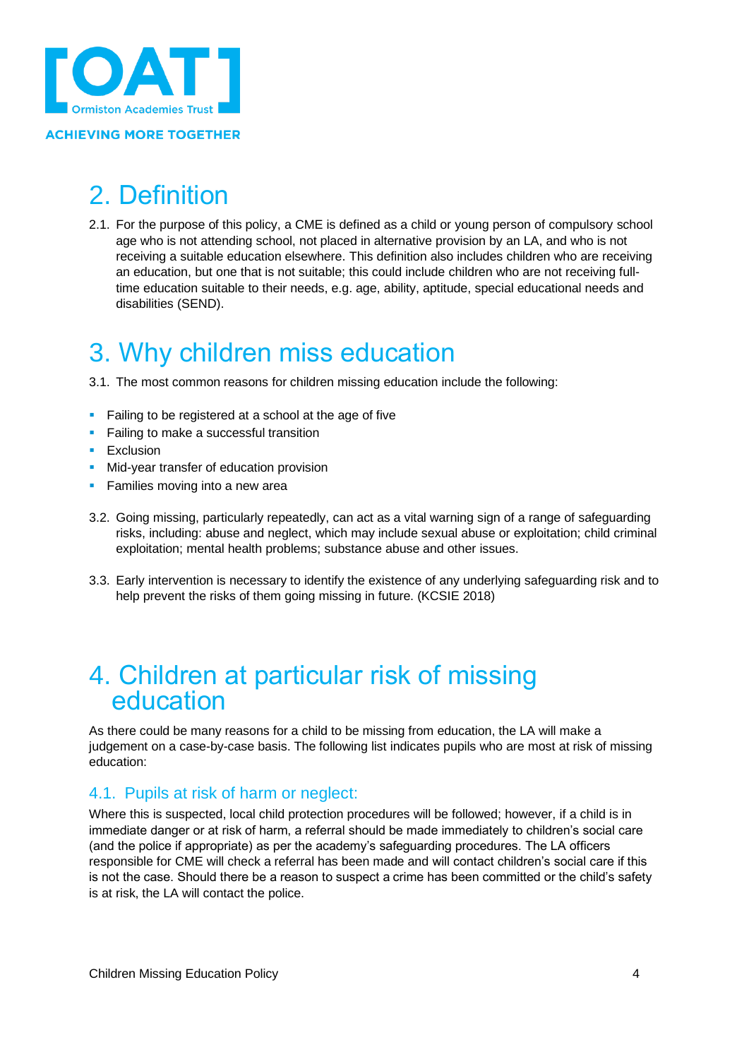## 2. Definition

2.1. For the purpose of this policy, a CME is defined as a child or young person of compulsory school age who is not attending school, not placed in alternative provision by an LA, and who is not receiving a suitable education elsewhere. This definition also includes children who are receiving an education, but one that is not suitable; this could include children who are not receiving full-time education suitable to their needs, e.g. age, ability, aptitude, special educational needs and disabilities (SEND).

## 3. Why children miss education

3.1. The most common reasons for children missing education include the following:

- Failing to be registered at a school at the age of five
- Failing to make a successful transition
- Exclusion
- Mid-year transfer of education provision
- Families moving into a new area

3.2. Going missing, particularly repeatedly, can act as a vital warning sign of a range of safeguarding risks, including: abuse and neglect, which may include sexual abuse or exploitation; child criminal exploitation; mental health problems; substance abuse and other issues.

3.3. Early intervention is necessary to identify the existence of any underlying safeguarding risk and to help prevent the risks of them going missing in future. (KCSIE 2018)

## 4. Children at particular risk of missing education

As there could be many reasons for a child to be missing from education, the LA will make a judgement on a case-by-case basis. The following list indicates pupils who are most at risk of missing education:

### 4.1. Pupils at risk of harm or neglect:

Where this is suspected, local child protection procedures will be followed; however, if a child is in immediate danger or at risk of harm, a referral should be made immediately to children's social care (and the police if appropriate) as per the academy's safeguarding procedures. The LA officers responsible for CME will check a referral has been made and will contact children's social care if this is not the case. Should there be a reason to suspect a crime has been committed or the child's safety is at risk, the LA will contact the police.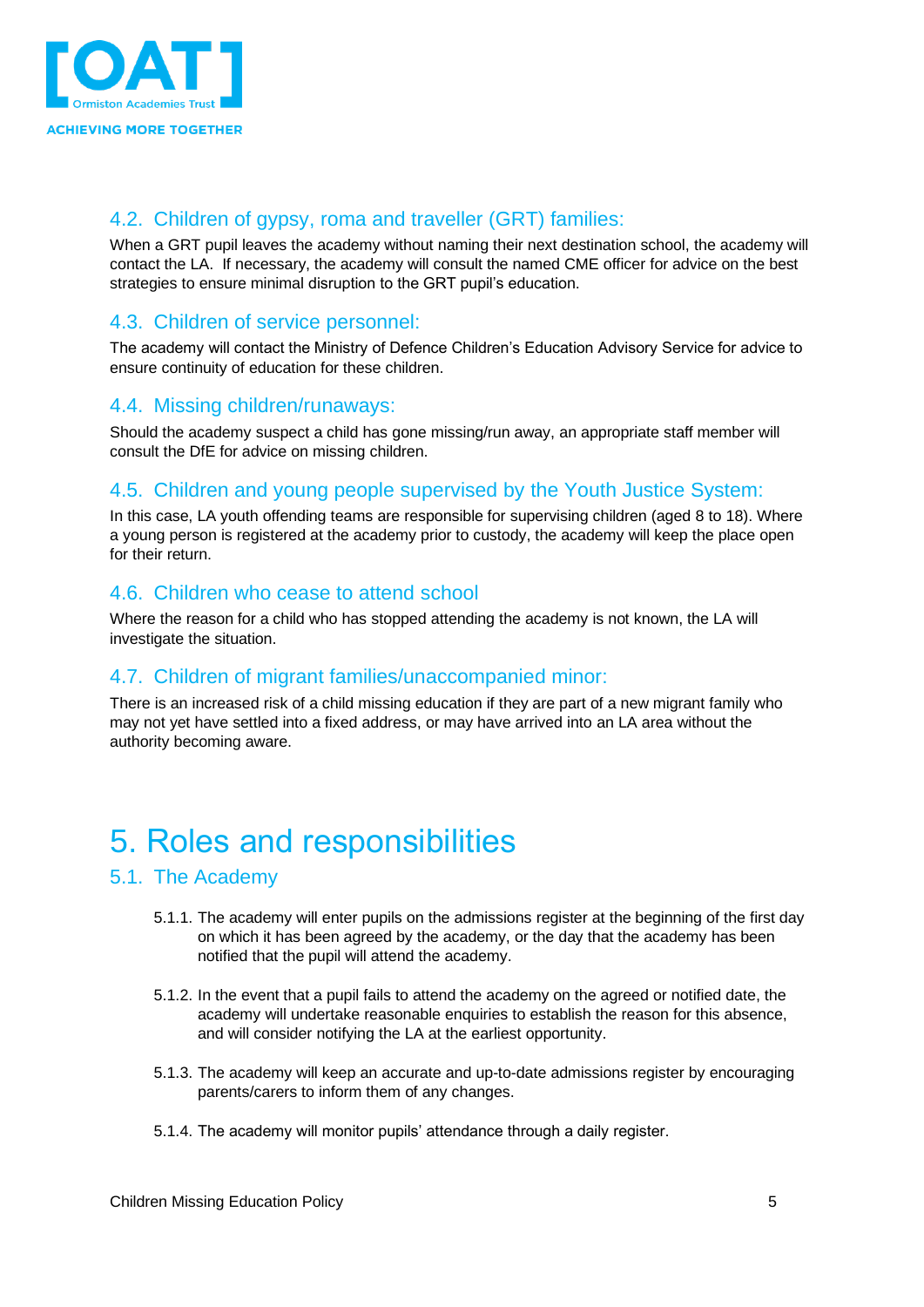### 4.2. Children of gypsy, roma and traveller (GRT) families:

When a GRT pupil leaves the academy without naming their next destination school, the academy will contact the LA. If necessary, the academy will consult the named CME officer for advice on the best strategies to ensure minimal disruption to the GRT pupil's education.

### 4.3. Children of service personnel:

The academy will contact the Ministry of Defence Children's Education Advisory Service for advice to ensure continuity of education for these children.

### 4.4. Missing children/runaways:

Should the academy suspect a child has gone missing/run away, an appropriate staff member will consult the DfE for advice on missing children.

### 4.5. Children and young people supervised by the Youth Justice System:

In this case, LA youth offending teams are responsible for supervising children (aged 8 to 18). Where a young person is registered at the academy prior to custody, the academy will keep the place open for their return.

### 4.6. Children who cease to attend school

Where the reason for a child who has stopped attending the academy is not known, the LA will investigate the situation.

### 4.7. Children of migrant families/unaccompanied minor:

There is an increased risk of a child missing education if they are part of a new migrant family who may not yet have settled into a fixed address, or may have arrived into an LA area without the authority becoming aware.

# 5. Roles and responsibilities

### 5.1. The Academy

5.1.1. The academy will enter pupils on the admissions register at the beginning of the first day on which it has been agreed by the academy, or the day that the academy has been notified that the pupil will attend the academy.

5.1.2. In the event that a pupil fails to attend the academy on the agreed or notified date, the academy will undertake reasonable enquiries to establish the reason for this absence, and will consider notifying the LA at the earliest opportunity.

5.1.3. The academy will keep an accurate and up-to-date admissions register by encouraging parents/carers to inform them of any changes.

5.1.4. The academy will monitor pupils' attendance through a daily register.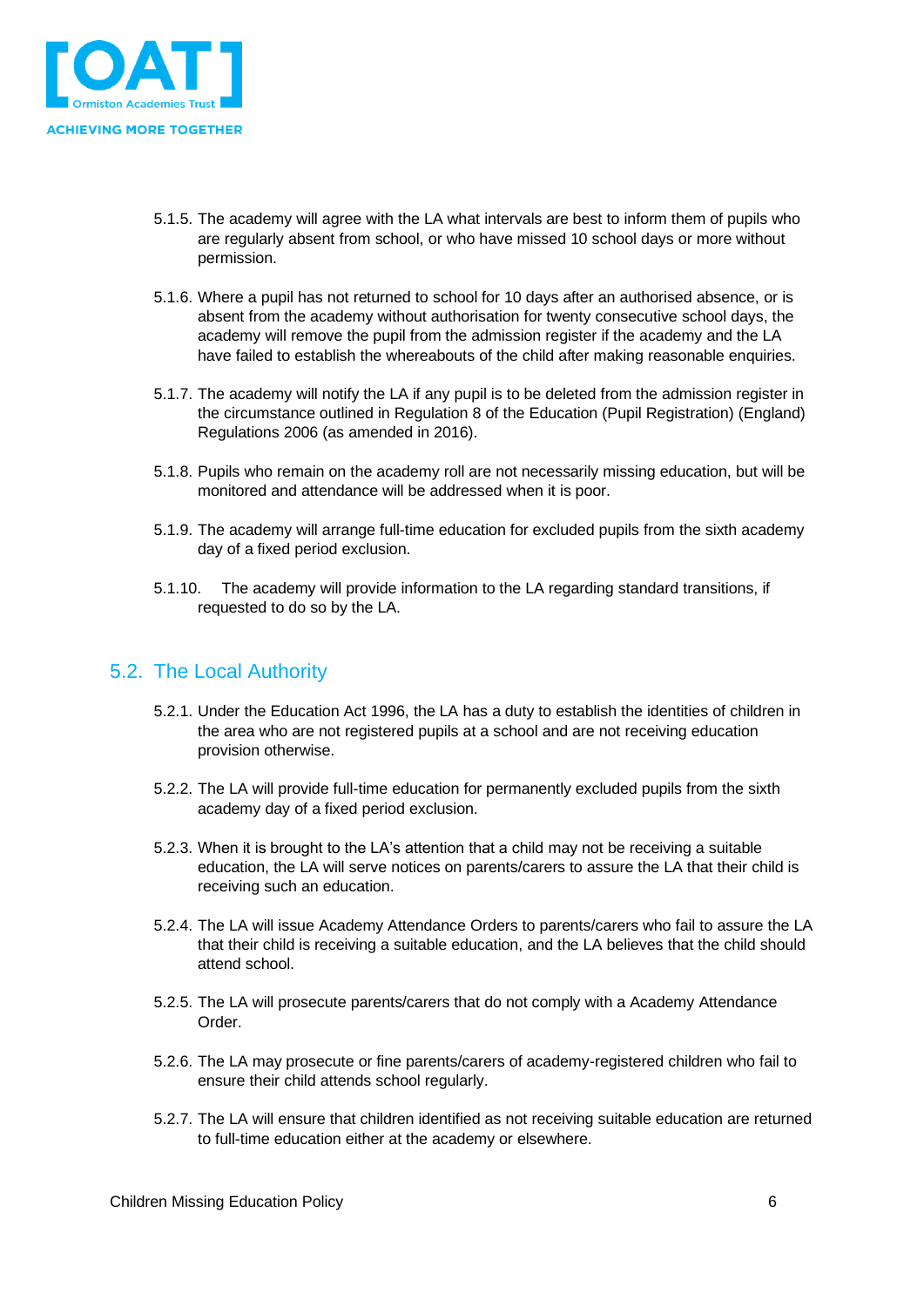5.1.5. The academy will agree with the LA what intervals are best to inform them of pupils who are regularly absent from school, or who have missed 10 school days or more without permission.

5.1.6. Where a pupil has not returned to school for 10 days after an authorised absence, or is absent from the academy without authorisation for twenty consecutive school days, the academy will remove the pupil from the admission register if the academy and the LA have failed to establish the whereabouts of the child after making reasonable enquiries.

5.1.7. The academy will notify the LA if any pupil is to be deleted from the admission register in the circumstance outlined in Regulation 8 of the Education (Pupil Registration) (England) Regulations 2006 (as amended in 2016).

5.1.8. Pupils who remain on the academy roll are not necessarily missing education, but will be monitored and attendance will be addressed when it is poor.

5.1.9. The academy will arrange full-time education for excluded pupils from the sixth academy day of a fixed period exclusion.

5.1.10. The academy will provide information to the LA regarding standard transitions, if requested to do so by the LA.

## 5.2. The Local Authority

5.2.1. Under the Education Act 1996, the LA has a duty to establish the identities of children in the area who are not registered pupils at a school and are not receiving education provision otherwise.

5.2.2. The LA will provide full-time education for permanently excluded pupils from the sixth academy day of a fixed period exclusion.

5.2.3. When it is brought to the LA's attention that a child may not be receiving a suitable education, the LA will serve notices on parents/carers to assure the LA that their child is receiving such an education.

5.2.4. The LA will issue Academy Attendance Orders to parents/carers who fail to assure the LA that their child is receiving a suitable education, and the LA believes that the child should attend school.

5.2.5. The LA will prosecute parents/carers that do not comply with a Academy Attendance Order.

5.2.6. The LA may prosecute or fine parents/carers of academy-registered children who fail to ensure their child attends school regularly.

5.2.7. The LA will ensure that children identified as not receiving suitable education are returned to full-time education either at the academy or elsewhere.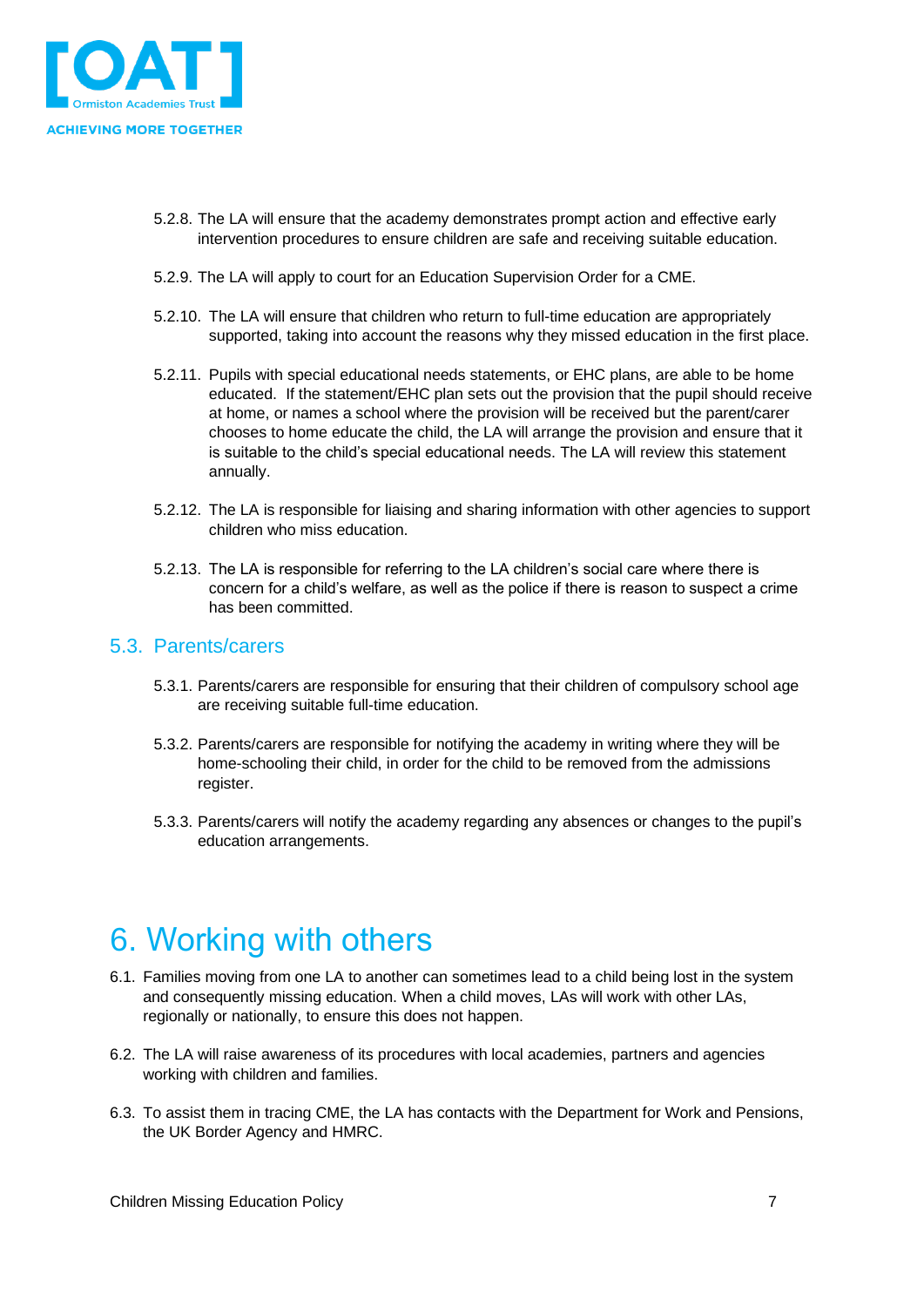5.2.8. The LA will ensure that the academy demonstrates prompt action and effective early intervention procedures to ensure children are safe and receiving suitable education.

5.2.9. The LA will apply to court for an Education Supervision Order for a CME.

5.2.10. The LA will ensure that children who return to full-time education are appropriately supported, taking into account the reasons why they missed education in the first place.

5.2.11. Pupils with special educational needs statements, or EHC plans, are able to be home educated. If the statement/EHC plan sets out the provision that the pupil should receive at home, or names a school where the provision will be received but the parent/carer chooses to home educate the child, the LA will arrange the provision and ensure that it is suitable to the child's special educational needs. The LA will review this statement annually.

5.2.12. The LA is responsible for liaising and sharing information with other agencies to support children who miss education.

5.2.13. The LA is responsible for referring to the LA children's social care where there is concern for a child's welfare, as well as the police if there is reason to suspect a crime has been committed.

## 5.3. Parents/carers

5.3.1. Parents/carers are responsible for ensuring that their children of compulsory school age are receiving suitable full-time education.

5.3.2. Parents/carers are responsible for notifying the academy in writing where they will be home-schooling their child, in order for the child to be removed from the admissions register.

5.3.3. Parents/carers will notify the academy regarding any absences or changes to the pupil's education arrangements.

# 6. Working with others

6.1. Families moving from one LA to another can sometimes lead to a child being lost in the system and consequently missing education. When a child moves, LAs will work with other LAs, regionally or nationally, to ensure this does not happen.

6.2. The LA will raise awareness of its procedures with local academies, partners and agencies working with children and families.

6.3. To assist them in tracing CME, the LA has contacts with the Department for Work and Pensions, the UK Border Agency and HMRC.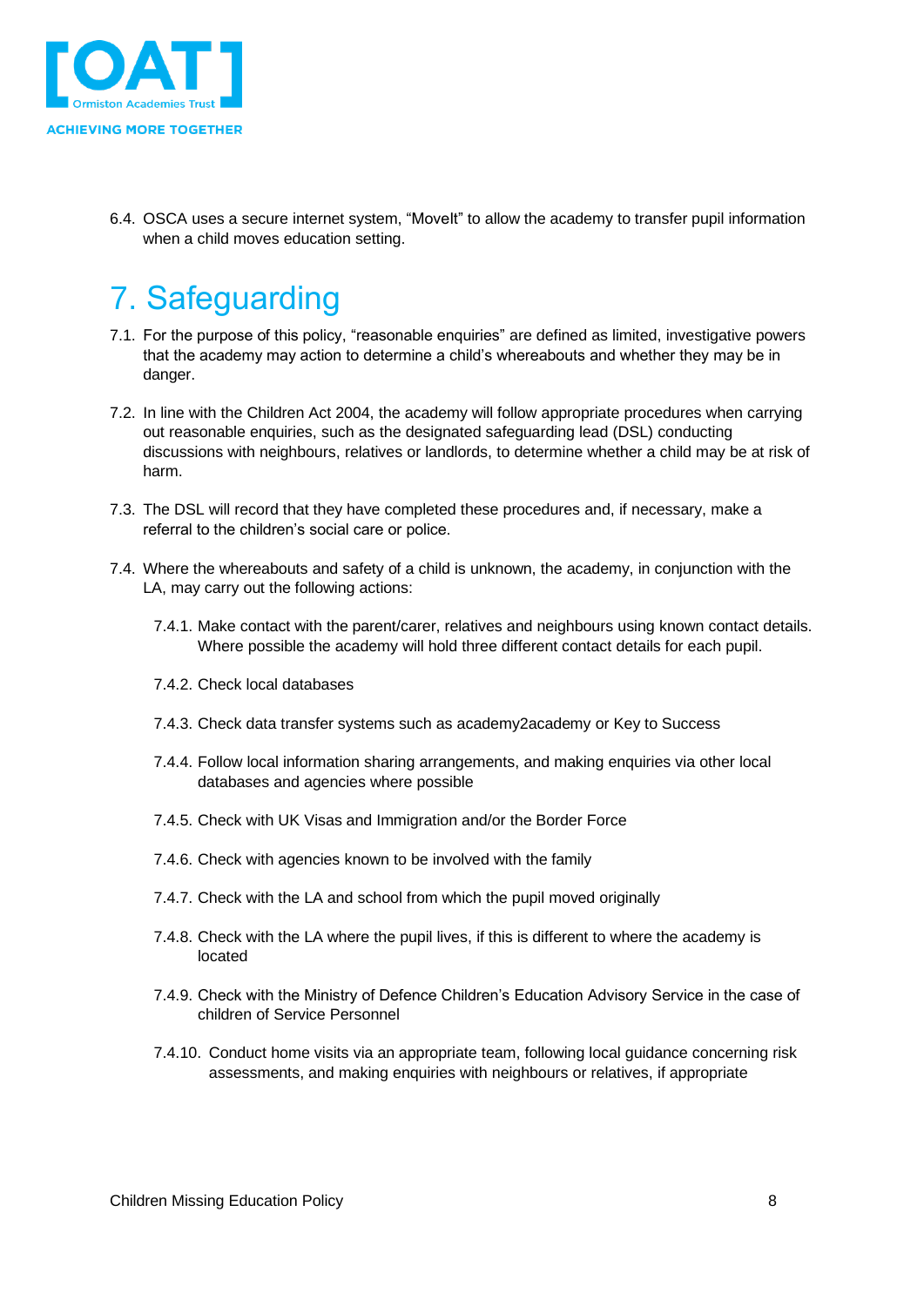6.4. OSCA uses a secure internet system, "MoveIt" to allow the academy to transfer pupil information when a child moves education setting.

# 7. Safeguarding

7.1. For the purpose of this policy, "reasonable enquiries" are defined as limited, investigative powers that the academy may action to determine a child's whereabouts and whether they may be in danger.

7.2. In line with the Children Act 2004, the academy will follow appropriate procedures when carrying out reasonable enquiries, such as the designated safeguarding lead (DSL) conducting discussions with neighbours, relatives or landlords, to determine whether a child may be at risk of harm.

7.3. The DSL will record that they have completed these procedures and, if necessary, make a referral to the children's social care or police.

7.4. Where the whereabouts and safety of a child is unknown, the academy, in conjunction with the LA, may carry out the following actions:

7.4.1. Make contact with the parent/carer, relatives and neighbours using known contact details. Where possible the academy will hold three different contact details for each pupil.

7.4.2. Check local databases

7.4.3. Check data transfer systems such as academy2academy or Key to Success

7.4.4. Follow local information sharing arrangements, and making enquiries via other local databases and agencies where possible

7.4.5. Check with UK Visas and Immigration and/or the Border Force

7.4.6. Check with agencies known to be involved with the family

7.4.7. Check with the LA and school from which the pupil moved originally

7.4.8. Check with the LA where the pupil lives, if this is different to where the academy is located

7.4.9. Check with the Ministry of Defence Children's Education Advisory Service in the case of children of Service Personnel

7.4.10. Conduct home visits via an appropriate team, following local guidance concerning risk assessments, and making enquiries with neighbours or relatives, if appropriate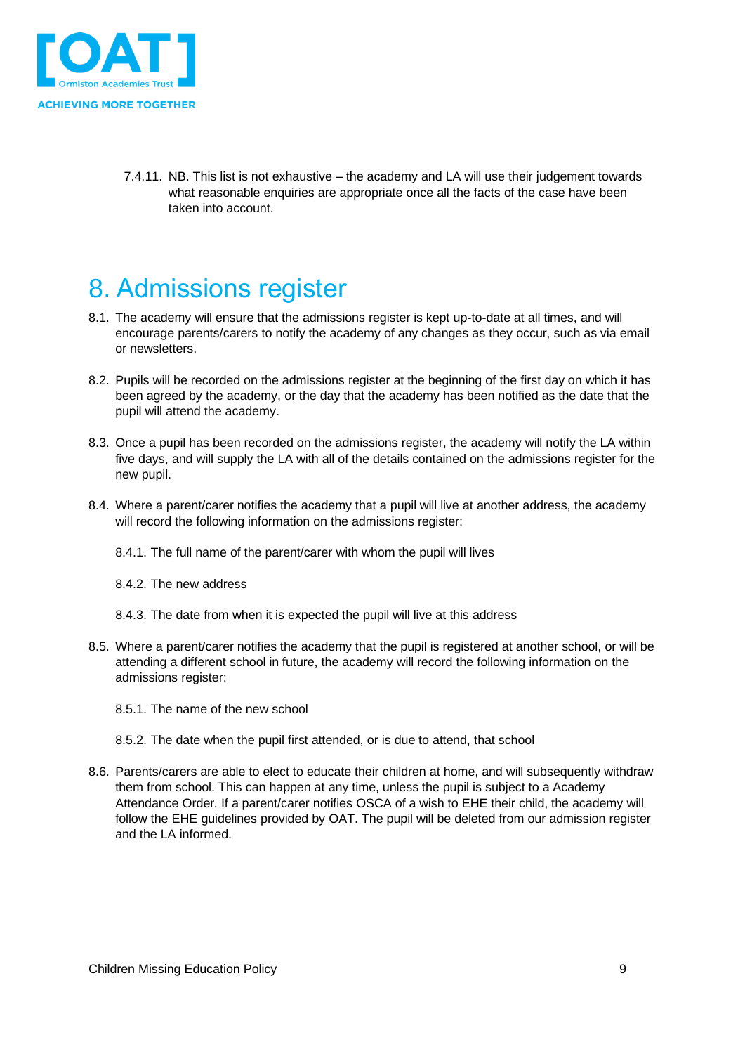7.4.11. NB. This list is not exhaustive – the academy and LA will use their judgement towards what reasonable enquiries are appropriate once all the facts of the case have been taken into account.

# 8. Admissions register

8.1. The academy will ensure that the admissions register is kept up-to-date at all times, and will encourage parents/carers to notify the academy of any changes as they occur, such as via email or newsletters.

8.2. Pupils will be recorded on the admissions register at the beginning of the first day on which it has been agreed by the academy, or the day that the academy has been notified as the date that the pupil will attend the academy.

8.3. Once a pupil has been recorded on the admissions register, the academy will notify the LA within five days, and will supply the LA with all of the details contained on the admissions register for the new pupil.

8.4. Where a parent/carer notifies the academy that a pupil will live at another address, the academy will record the following information on the admissions register:

8.4.1. The full name of the parent/carer with whom the pupil will lives

8.4.2. The new address

8.4.3. The date from when it is expected the pupil will live at this address

8.5. Where a parent/carer notifies the academy that the pupil is registered at another school, or will be attending a different school in future, the academy will record the following information on the admissions register:

8.5.1. The name of the new school

8.5.2. The date when the pupil first attended, or is due to attend, that school

8.6. Parents/carers are able to elect to educate their children at home, and will subsequently withdraw them from school. This can happen at any time, unless the pupil is subject to a Academy Attendance Order. If a parent/carer notifies OSCA of a wish to EHE their child, the academy will follow the EHE guidelines provided by OAT. The pupil will be deleted from our admission register and the LA informed.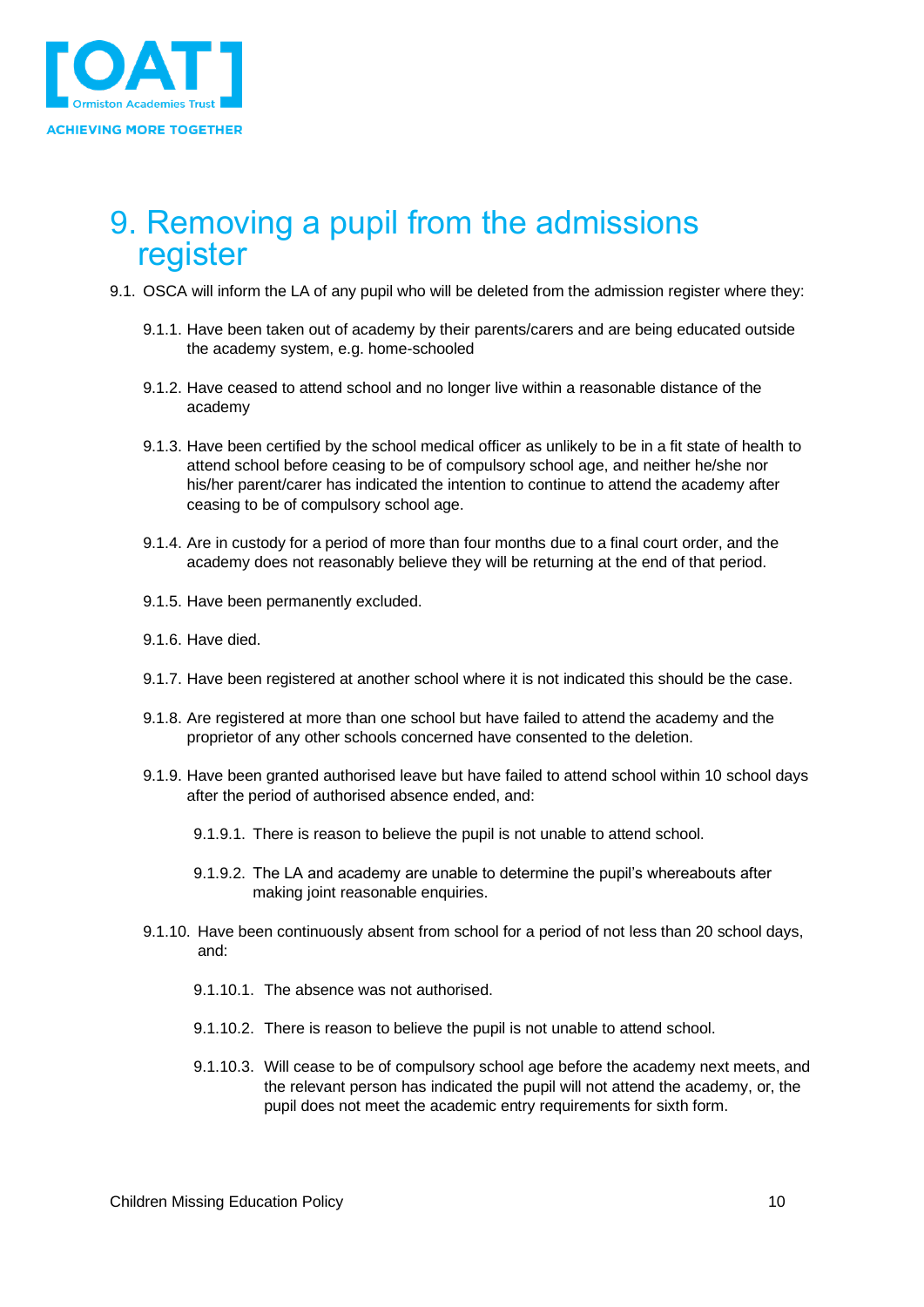# 9. Removing a pupil from the admissions register

9.1. OSCA will inform the LA of any pupil who will be deleted from the admission register where they:

9.1.1. Have been taken out of academy by their parents/carers and are being educated outside the academy system, e.g. home-schooled

9.1.2. Have ceased to attend school and no longer live within a reasonable distance of the academy

9.1.3. Have been certified by the school medical officer as unlikely to be in a fit state of health to attend school before ceasing to be of compulsory school age, and neither he/she nor his/her parent/carer has indicated the intention to continue to attend the academy after ceasing to be of compulsory school age.

9.1.4. Are in custody for a period of more than four months due to a final court order, and the academy does not reasonably believe they will be returning at the end of that period.

9.1.5. Have been permanently excluded.

9.1.6. Have died.

9.1.7. Have been registered at another school where it is not indicated this should be the case.

9.1.8. Are registered at more than one school but have failed to attend the academy and the proprietor of any other schools concerned have consented to the deletion.

9.1.9. Have been granted authorised leave but have failed to attend school within 10 school days after the period of authorised absence ended, and:

9.1.9.1. There is reason to believe the pupil is not unable to attend school.

9.1.9.2. The LA and academy are unable to determine the pupil's whereabouts after making joint reasonable enquiries.

9.1.10. Have been continuously absent from school for a period of not less than 20 school days, and:

9.1.10.1. The absence was not authorised.

9.1.10.2. There is reason to believe the pupil is not unable to attend school.

9.1.10.3. Will cease to be of compulsory school age before the academy next meets, and the relevant person has indicated the pupil will not attend the academy, or, the pupil does not meet the academic entry requirements for sixth form.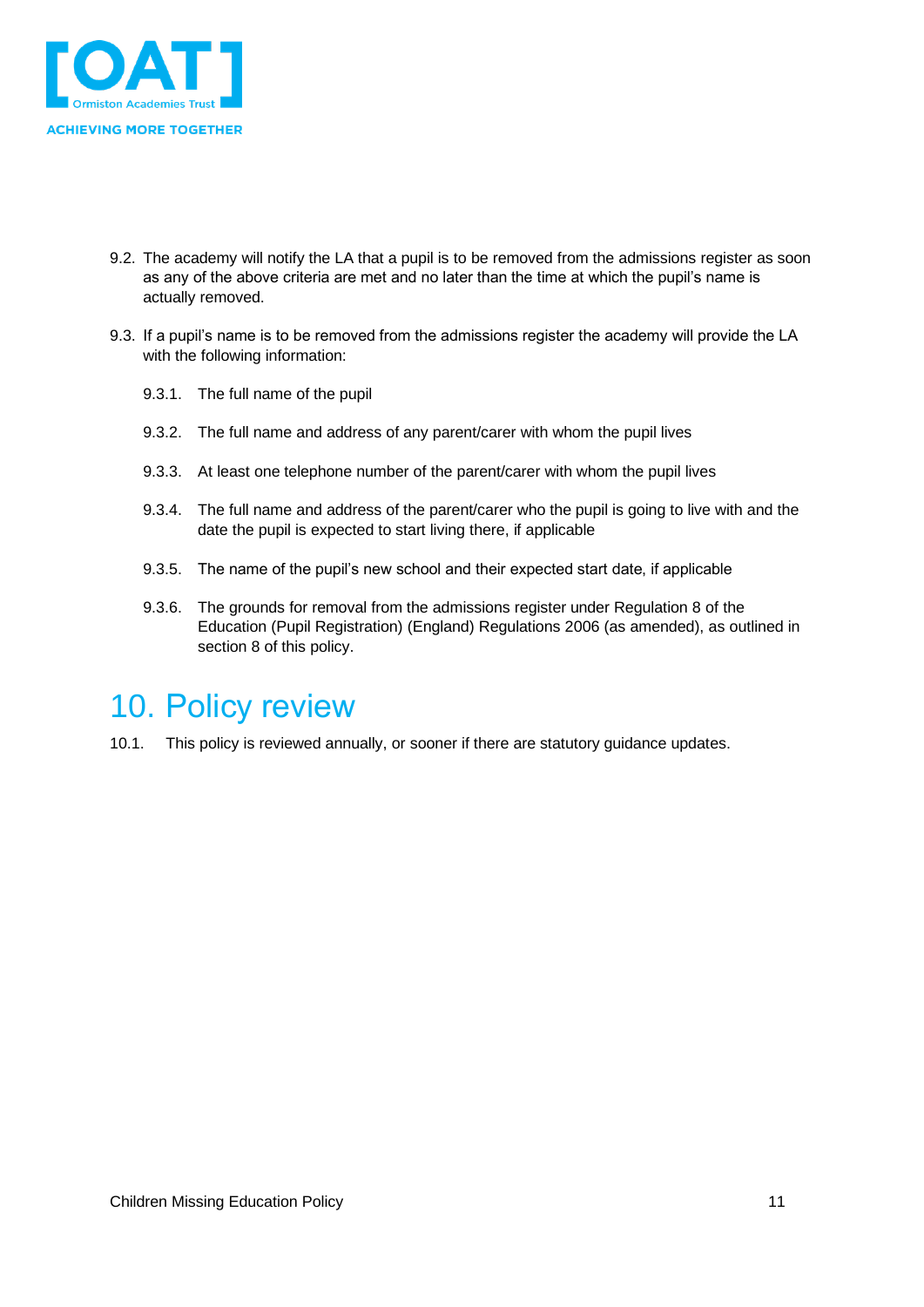9.2. The academy will notify the LA that a pupil is to be removed from the admissions register as soon as any of the above criteria are met and no later than the time at which the pupil's name is actually removed.

9.3. If a pupil's name is to be removed from the admissions register the academy will provide the LA with the following information:

- 9.3.1. The full name of the pupil
- 9.3.2. The full name and address of any parent/carer with whom the pupil lives
- 9.3.3. At least one telephone number of the parent/carer with whom the pupil lives
- 9.3.4. The full name and address of the parent/carer who the pupil is going to live with and the date the pupil is expected to start living there, if applicable
- 9.3.5. The name of the pupil's new school and their expected start date, if applicable
- 9.3.6. The grounds for removal from the admissions register under Regulation 8 of the Education (Pupil Registration) (England) Regulations 2006 (as amended), as outlined in section 8 of this policy.

# 10. Policy review

10.1. This policy is reviewed annually, or sooner if there are statutory guidance updates.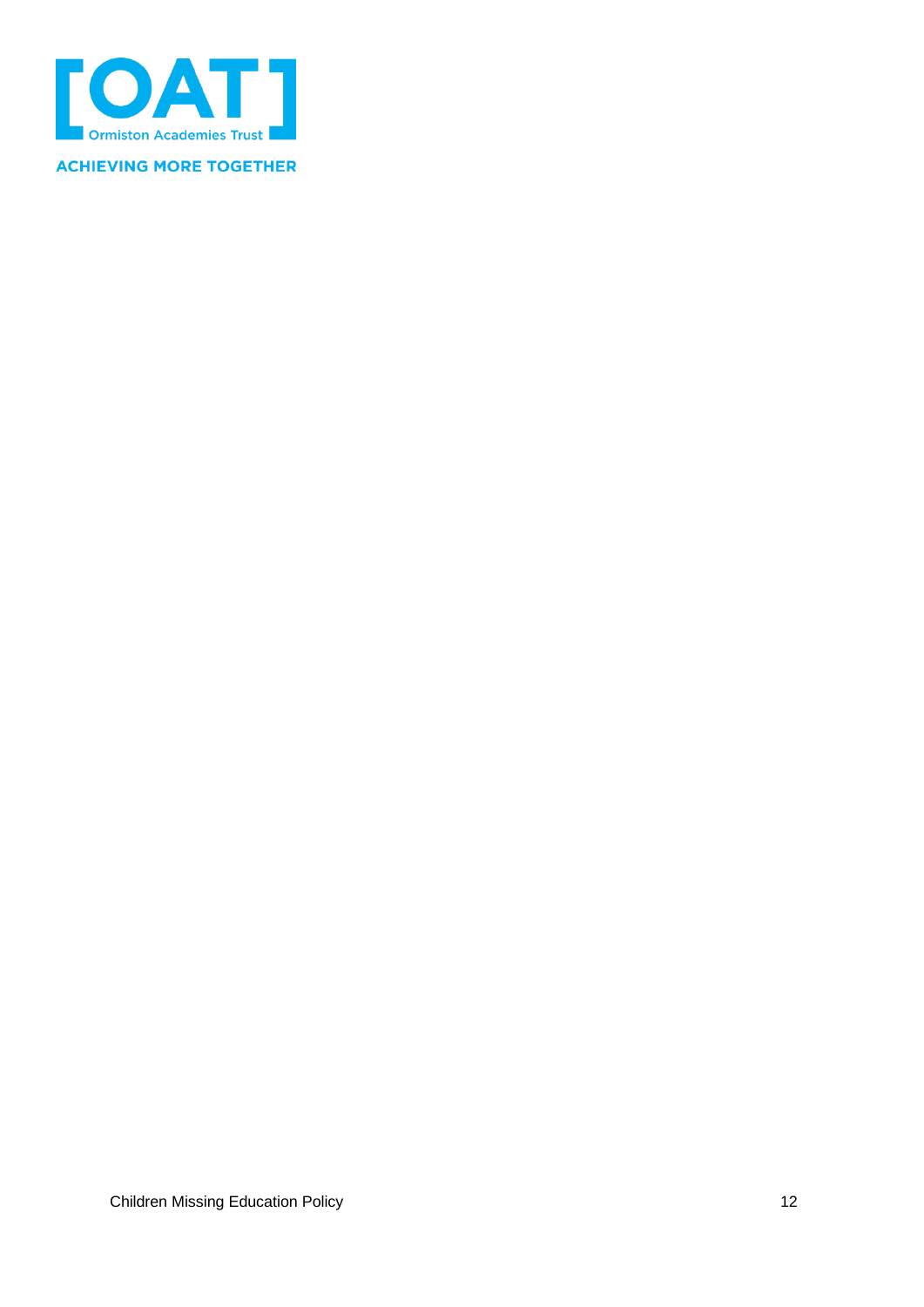[OAT]

Ormiston Academies Trust

ACHIEVING MORE TOGETHER